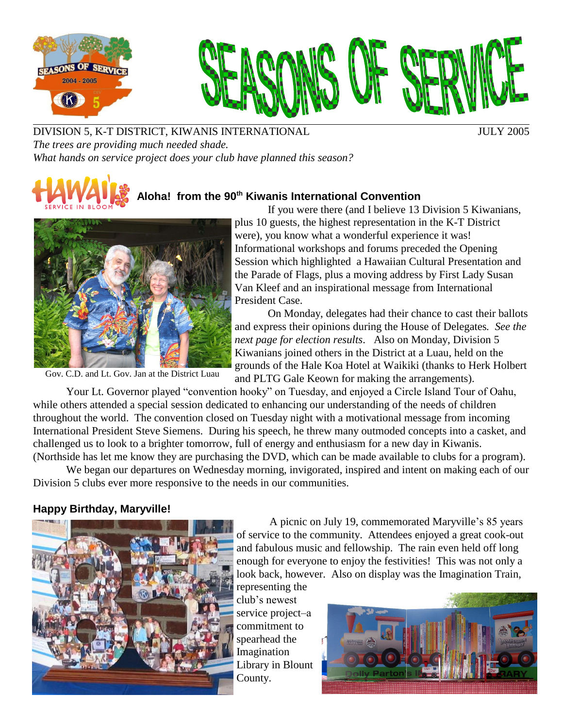# SEASONS OF SERVICE

DIVISION 5, K-T DISTRICT, KIWANIS INTERNATIONAL JULY 2005

*The trees are providing much needed shade.*
*What hands on service project does your club have planned this season?*

## Aloha! from the 90th Kiwanis International Convention

If you were there (and I believe 13 Division 5 Kiwanians, plus 10 guests, the highest representation in the K-T District were), you know what a wonderful experience it was! Informational workshops and forums preceded the Opening Session which highlighted a Hawaiian Cultural Presentation and the Parade of Flags, plus a moving address by First Lady Susan Van Kleef and an inspirational message from International President Case.

On Monday, delegates had their chance to cast their ballots and express their opinions during the House of Delegates. *See the next page for election results*. Also on Monday, Division 5 Kiwanians joined others in the District at a Luau, held on the grounds of the Hale Koa Hotel at Waikiki (thanks to Herk Holbert and PLTG Gale Keown for making the arrangements).

Gov. C.D. and Lt. Gov. Jan at the District Luau

Your Lt. Governor played "convention hooky" on Tuesday, and enjoyed a Circle Island Tour of Oahu, while others attended a special session dedicated to enhancing our understanding of the needs of children throughout the world. The convention closed on Tuesday night with a motivational message from incoming International President Steve Siemens. During his speech, he threw many outmoded concepts into a casket, and challenged us to look to a brighter tomorrow, full of energy and enthusiasm for a new day in Kiwanis. (Northside has let me know they are purchasing the DVD, which can be made available to clubs for a program).

We began our departures on Wednesday morning, invigorated, inspired and intent on making each of our Division 5 clubs ever more responsive to the needs in our communities.

## Happy Birthday, Maryville!

A picnic on July 19, commemorated Maryville's 85 years of service to the community. Attendees enjoyed a great cook-out and fabulous music and fellowship. The rain even held off long enough for everyone to enjoy the festivities! This was not only a look back, however. Also on display was the Imagination Train, representing the club's newest service project–a commitment to spearhead the Imagination Library in Blount County.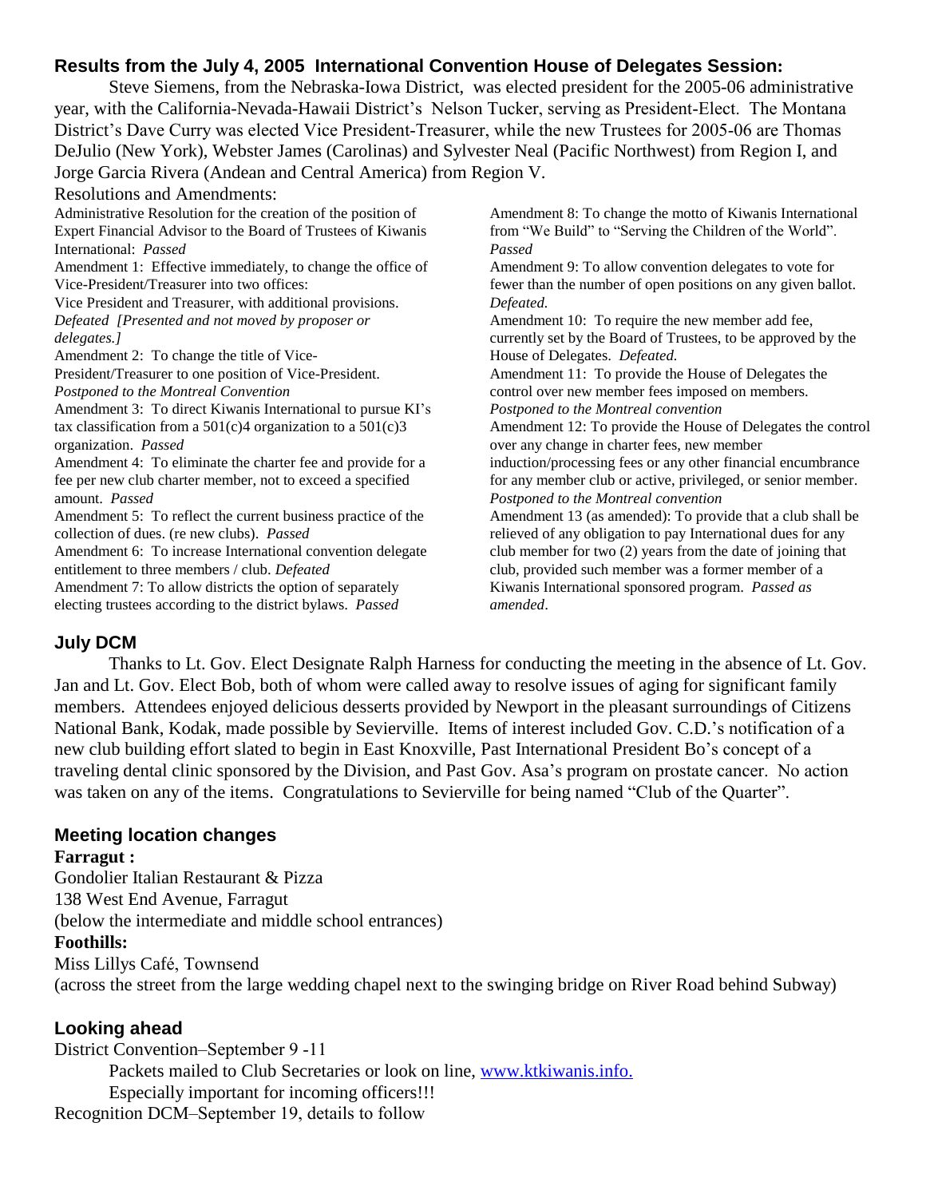## Results from the July 4, 2005 International Convention House of Delegates Session:

Steve Siemens, from the Nebraska-Iowa District, was elected president for the 2005-06 administrative year, with the California-Nevada-Hawaii District's Nelson Tucker, serving as President-Elect. The Montana District's Dave Curry was elected Vice President-Treasurer, while the new Trustees for 2005-06 are Thomas DeJulio (New York), Webster James (Carolinas) and Sylvester Neal (Pacific Northwest) from Region I, and Jorge Garcia Rivera (Andean and Central America) from Region V.

Resolutions and Amendments:

Administrative Resolution for the creation of the position of Expert Financial Advisor to the Board of Trustees of Kiwanis International: *Passed*

Amendment 1: Effective immediately, to change the office of Vice-President/Treasurer into two offices:
Vice President and Treasurer, with additional provisions. *Defeated [Presented and not moved by proposer or delegates.]*

Amendment 2: To change the title of Vice-President/Treasurer to one position of Vice-President. *Postponed to the Montreal Convention*

Amendment 3: To direct Kiwanis International to pursue KI's tax classification from a 501(c)4 organization to a 501(c)3 organization. *Passed*

Amendment 4: To eliminate the charter fee and provide for a fee per new club charter member, not to exceed a specified amount. *Passed*

Amendment 5: To reflect the current business practice of the collection of dues. (re new clubs). *Passed*

Amendment 6: To increase International convention delegate entitlement to three members / club. *Defeated*

Amendment 7: To allow districts the option of separately electing trustees according to the district bylaws. *Passed*

Amendment 8: To change the motto of Kiwanis International from "We Build" to "Serving the Children of the World". *Passed*

Amendment 9: To allow convention delegates to vote for fewer than the number of open positions on any given ballot. *Defeated.*

Amendment 10: To require the new member add fee, currently set by the Board of Trustees, to be approved by the House of Delegates. *Defeated.*

Amendment 11: To provide the House of Delegates the control over new member fees imposed on members. *Postponed to the Montreal convention*

Amendment 12: To provide the House of Delegates the control over any change in charter fees, new member induction/processing fees or any other financial encumbrance for any member club or active, privileged, or senior member. *Postponed to the Montreal convention*

Amendment 13 (as amended): To provide that a club shall be relieved of any obligation to pay International dues for any club member for two (2) years from the date of joining that club, provided such member was a former member of a Kiwanis International sponsored program. *Passed as amended*.

## July DCM

Thanks to Lt. Gov. Elect Designate Ralph Harness for conducting the meeting in the absence of Lt. Gov. Jan and Lt. Gov. Elect Bob, both of whom were called away to resolve issues of aging for significant family members. Attendees enjoyed delicious desserts provided by Newport in the pleasant surroundings of Citizens National Bank, Kodak, made possible by Sevierville. Items of interest included Gov. C.D.'s notification of a new club building effort slated to begin in East Knoxville, Past International President Bo's concept of a traveling dental clinic sponsored by the Division, and Past Gov. Asa's program on prostate cancer. No action was taken on any of the items. Congratulations to Sevierville for being named "Club of the Quarter".

## Meeting location changes

**Farragut :**
Gondolier Italian Restaurant & Pizza
138 West End Avenue, Farragut
(below the intermediate and middle school entrances)

**Foothills:**
Miss Lillys Café, Townsend
(across the street from the large wedding chapel next to the swinging bridge on River Road behind Subway)

## Looking ahead

District Convention–September 9 -11

Packets mailed to Club Secretaries or look on line, www.ktkiwanis.info.

Especially important for incoming officers!!!

Recognition DCM–September 19, details to follow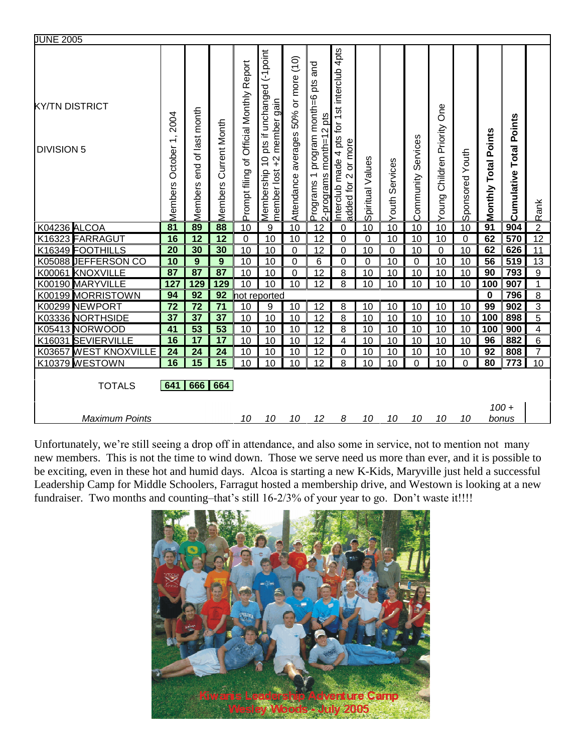| JUNE 2005 | | | | | | | | | | | | | | | | | |
|---|---|---|---|---|---|---|---|---|---|---|---|---|---|---|---|---|---|
| KY/TN DISTRICT<br>DIVISION 5 | | Members October 1, 2004 | Members end of last month | Members Current Month | Prompt filing of Official Monthly Report | Membership 10 pts if unchanged (-1point member lost +2 member gain | Attendance averages 50% or more (10) | Programs 1 program month=6 pts and 2-programs month=12 pts | Interclub made 4 pts for 1st interclub 4pts added for 2 or more | Spiritual Values | Youth Services | Community Services | Young Children Priority One | Sponsored Youth | Monthly Total Points | Cumulative Total Points | Rank |
| K04236 | ALCOA | 81 | 89 | 88 | 10 | 9 | 10 | 12 | 0 | 10 | 10 | 10 | 10 | 10 | 91 | 904 | 2 |
| K16323 | FARRAGUT | 16 | 12 | 12 | 0 | 10 | 10 | 12 | 0 | 0 | 10 | 10 | 10 | 0 | 62 | 570 | 12 |
| K16349 | FOOTHILLS | 20 | 30 | 30 | 10 | 10 | 0 | 12 | 0 | 10 | 0 | 10 | 0 | 10 | 62 | 626 | 11 |
| K05088 | JEFFERSON CO | 10 | 9 | 9 | 10 | 10 | 0 | 6 | 0 | 0 | 10 | 0 | 10 | 10 | 56 | 519 | 13 |
| K00061 | KNOXVILLE | 87 | 87 | 87 | 10 | 10 | 0 | 12 | 8 | 10 | 10 | 10 | 10 | 10 | 90 | 793 | 9 |
| K00190 | MARYVILLE | 127 | 129 | 129 | 10 | 10 | 10 | 12 | 8 | 10 | 10 | 10 | 10 | 10 | 100 | 907 | 1 |
| K00199 | MORRISTOWN | 94 | 92 | 92 | not reported | | | | | | | | | | 0 | 796 | 8 |
| K00299 | NEWPORT | 72 | 72 | 71 | 10 | 9 | 10 | 12 | 8 | 10 | 10 | 10 | 10 | 10 | 99 | 902 | 3 |
| K03336 | NORTHSIDE | 37 | 37 | 37 | 10 | 10 | 10 | 12 | 8 | 10 | 10 | 10 | 10 | 10 | 100 | 898 | 5 |
| K05413 | NORWOOD | 41 | 53 | 53 | 10 | 10 | 10 | 12 | 8 | 10 | 10 | 10 | 10 | 10 | 100 | 900 | 4 |
| K16031 | SEVIERVILLE | 16 | 17 | 17 | 10 | 10 | 10 | 12 | 4 | 10 | 10 | 10 | 10 | 10 | 96 | 882 | 6 |
| K03657 | WEST KNOXVILLE | 24 | 24 | 24 | 10 | 10 | 10 | 12 | 0 | 10 | 10 | 10 | 10 | 10 | 92 | 808 | 7 |
| K10379 | WESTOWN | 16 | 15 | 15 | 10 | 10 | 10 | 12 | 8 | 10 | 10 | 0 | 10 | 0 | 80 | 773 | 10 |
| TOTALS | | 641 | 666 | 664 | | | | | | | | | | | | | |
| *Maximum Points* | | | | | *10* | *10* | *10* | *12* | *8* | *10* | *10* | *10* | *10* | *10* | *100 + bonus* | | |

Unfortunately, we're still seeing a drop off in attendance, and also some in service, not to mention not many new members. This is not the time to wind down. Those we serve need us more than ever, and it is possible to be exciting, even in these hot and humid days. Alcoa is starting a new K-Kids, Maryville just held a successful Leadership Camp for Middle Schoolers, Farragut hosted a membership drive, and Westown is looking at a new fundraiser. Two months and counting–that's still 16-2/3% of your year to go. Don't waste it!!!!

Kiwanis Leadership Adventure Camp
Wesley Woods - July 2005